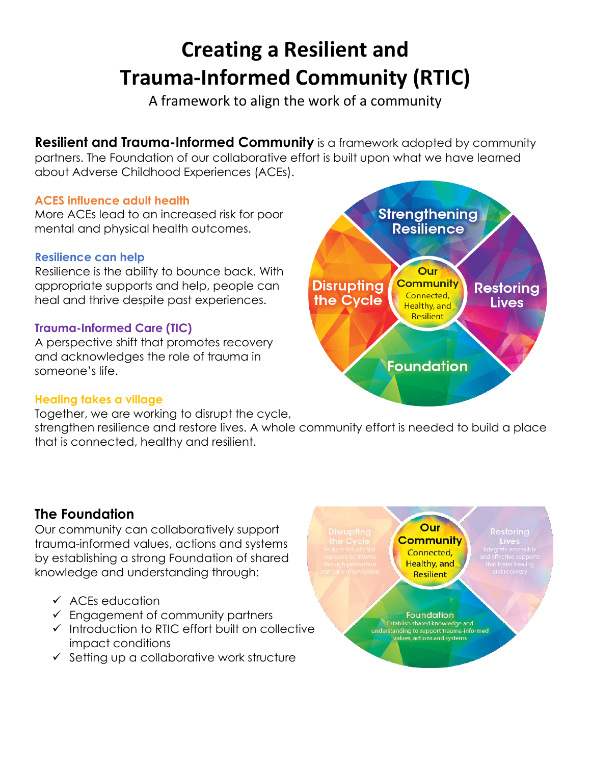# Creating a Resilient and Trauma-Informed Community (RTIC)

A framework to align the work of a community

**Resilient and Trauma-Informed Community** is a framework adopted by community partners. The Foundation of our collaborative effort is built upon what we have learned about Adverse Childhood Experiences (ACEs).

### ACES influence adult health

More ACEs lead to an increased risk for poor mental and physical health outcomes.

### Resilience can help

Resilience is the ability to bounce back. With appropriate supports and help, people can heal and thrive despite past experiences.

### Trauma-Informed Care (TIC)

A perspective shift that promotes recovery and acknowledges the role of trauma in someone's life.

### Healing takes a village

Together, we are working to disrupt the cycle, strengthen resilience and restore lives. A whole community effort is needed to build a place that is connected, healthy and resilient.

Strengthening Resilience

Disrupting the Cycle

Our Community
Connected, Healthy, and Resilient

Restoring Lives

Foundation

## The Foundation

Our community can collaboratively support trauma-informed values, actions and systems by establishing a strong Foundation of shared knowledge and understanding through:

- ✓ ACEs education
- ✓ Engagement of community partners
- ✓ Introduction to RTIC effort built on collective impact conditions
- ✓ Setting up a collaborative work structure

Disrupting the Cycle
Reduce risk of child exposure to trauma through prevention and early intervention

Our Community
Connected, Healthy, and Resilient

Restoring Lives
Integrate accessible and effective supports that foster healing and recovery

Foundation
Establish shared knowledge and understanding to support trauma-informed values, actions and systems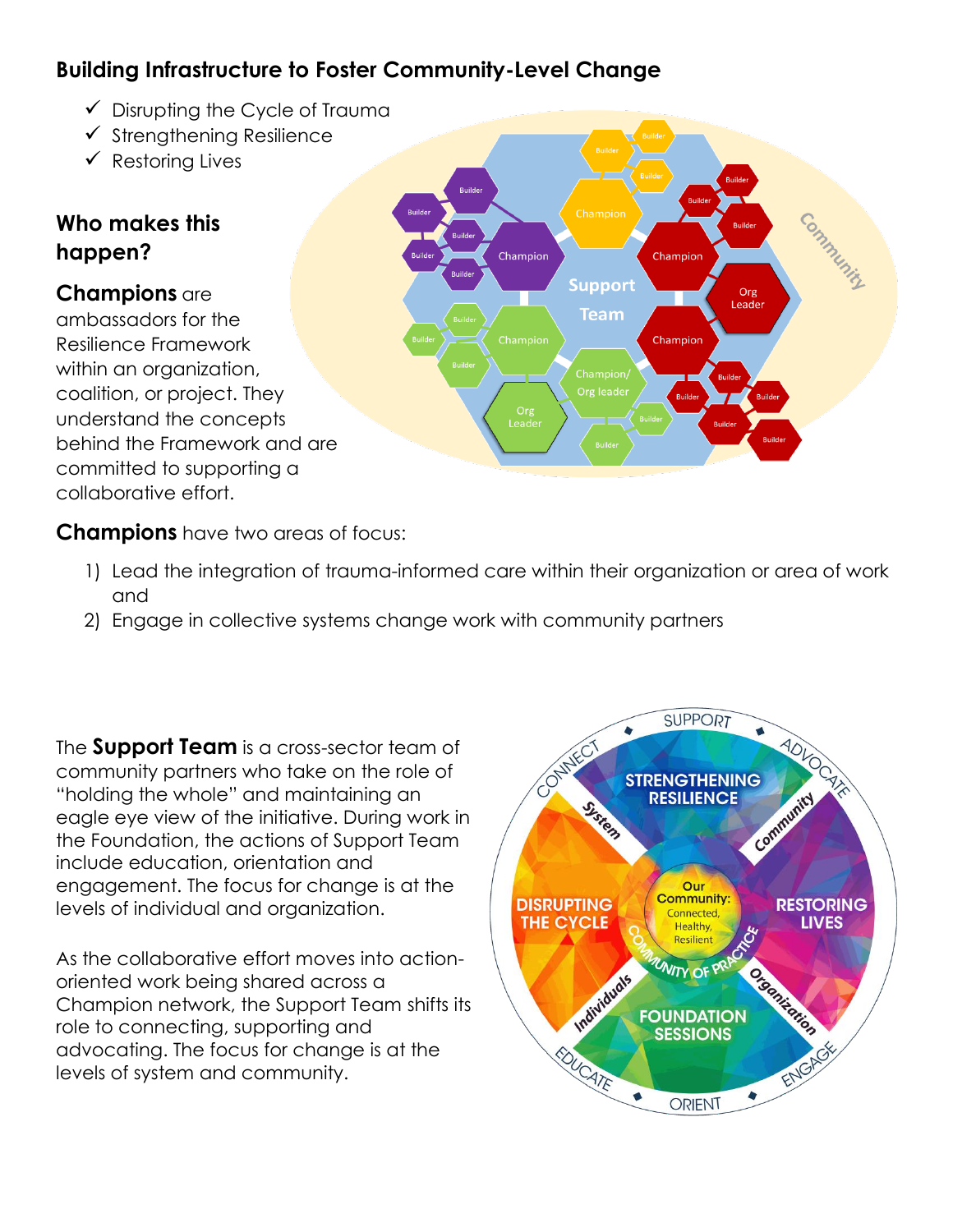## Building Infrastructure to Foster Community-Level Change

- ✓ Disrupting the Cycle of Trauma
- ✓ Strengthening Resilience
- ✓ Restoring Lives

### Who makes this happen?

**Champions** are ambassadors for the Resilience Framework within an organization, coalition, or project. They understand the concepts behind the Framework and are committed to supporting a collaborative effort.

**Champions** have two areas of focus:

1) Lead the integration of trauma-informed care within their organization or area of work and
2) Engage in collective systems change work with community partners

The **Support Team** is a cross-sector team of community partners who take on the role of "holding the whole" and maintaining an eagle eye view of the initiative. During work in the Foundation, the actions of Support Team include education, orientation and engagement. The focus for change is at the levels of individual and organization.

As the collaborative effort moves into action-oriented work being shared across a Champion network, the Support Team shifts its role to connecting, supporting and advocating. The focus for change is at the levels of system and community.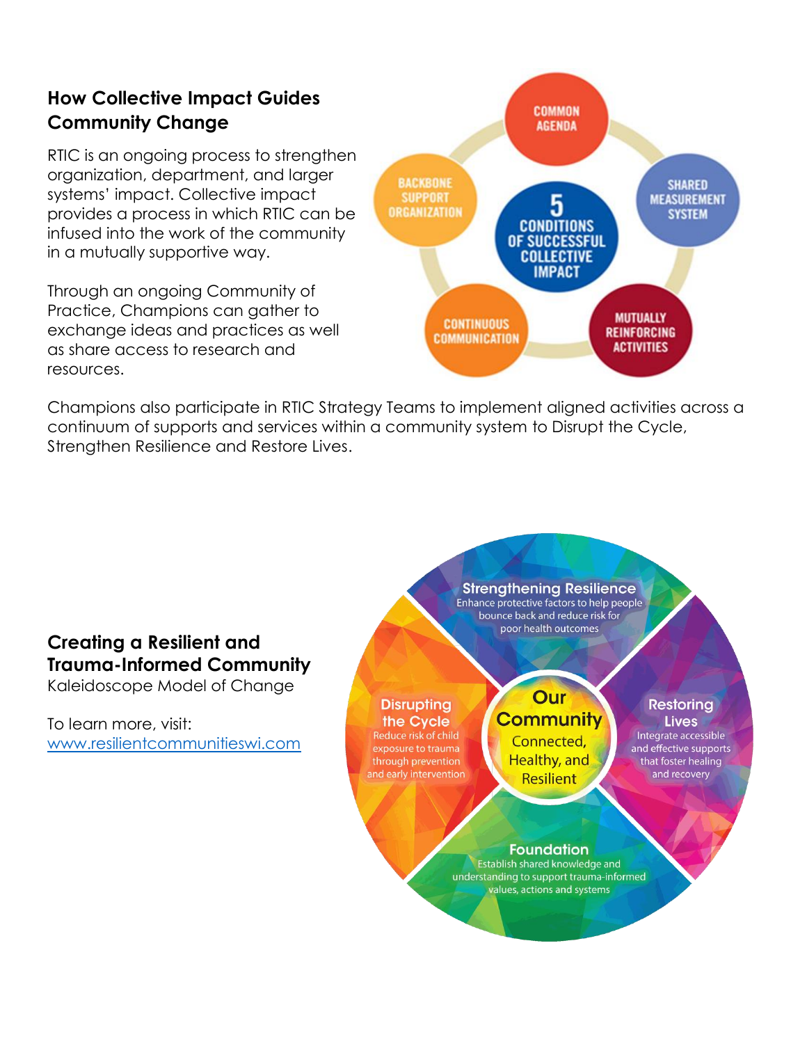## How Collective Impact Guides Community Change

RTIC is an ongoing process to strengthen organization, department, and larger systems' impact. Collective impact provides a process in which RTIC can be infused into the work of the community in a mutually supportive way.

Through an ongoing Community of Practice, Champions can gather to exchange ideas and practices as well as share access to research and resources.

COMMON AGENDA

SHARED MEASUREMENT SYSTEM

MUTUALLY REINFORCING ACTIVITIES

CONTINUOUS COMMUNICATION

BACKBONE SUPPORT ORGANIZATION

5 CONDITIONS OF SUCCESSFUL COLLECTIVE IMPACT

Champions also participate in RTIC Strategy Teams to implement aligned activities across a continuum of supports and services within a community system to Disrupt the Cycle, Strengthen Resilience and Restore Lives.

## Creating a Resilient and Trauma-Informed Community

Kaleidoscope Model of Change

To learn more, visit: [www.resilientcommunitieswi.com](http://www.resilientcommunitieswi.com)

**Strengthening Resilience**
Enhance protective factors to help people bounce back and reduce risk for poor health outcomes

**Disrupting the Cycle**
Reduce risk of child exposure to trauma through prevention and early intervention

**Our Community**
Connected, Healthy, and Resilient

**Restoring Lives**
Integrate accessible and effective supports that foster healing and recovery

**Foundation**
Establish shared knowledge and understanding to support trauma-informed values, actions and systems